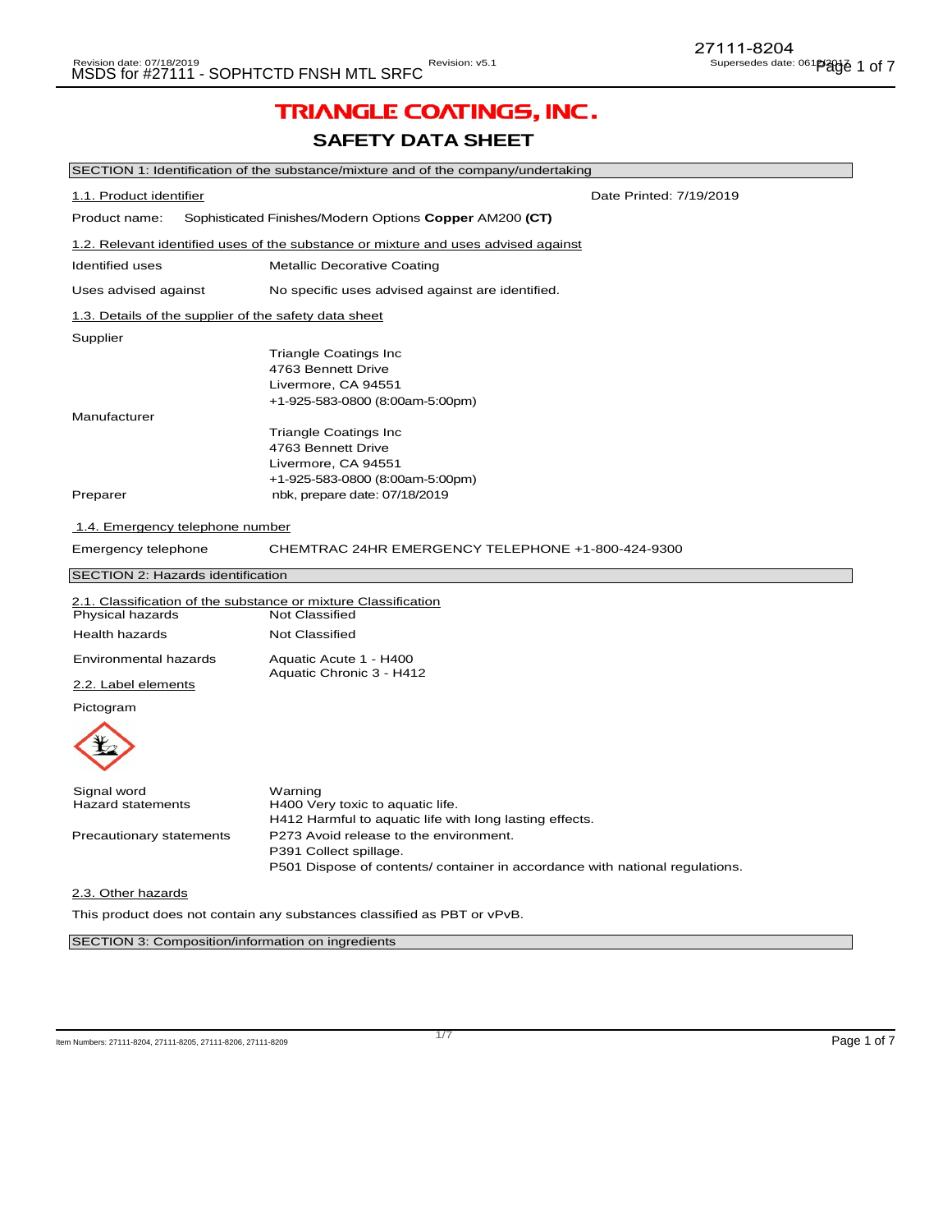# TRIANGLE COATINGS, INC.

## SAFETY DATA SHEET

### SECTION 1: Identification of the substance/mixture and of the company/undertaking

1.1. Product identifier

Date Printed: 7/19/2019

Product name: Sophisticated Finishes/Modern Options **Copper** AM200 **(CT)**

1.2. Relevant identified uses of the substance or mixture and uses advised against

| | |
|---|---|
| Identified uses | Metallic Decorative Coating |
| Uses advised against | No specific uses advised against are identified. |

1.3. Details of the supplier of the safety data sheet

| | |
|---|---|
| Supplier | Triangle Coatings Inc<br>4763 Bennett Drive<br>Livermore, CA 94551<br>+1-925-583-0800 (8:00am-5:00pm) |
| Manufacturer | Triangle Coatings Inc<br>4763 Bennett Drive<br>Livermore, CA 94551<br>+1-925-583-0800 (8:00am-5:00pm) |
| Preparer | nbk, prepare date: 07/18/2019 |

1.4. Emergency telephone number

| | |
|---|---|
| Emergency telephone | CHEMTRAC 24HR EMERGENCY TELEPHONE +1-800-424-9300 |

### SECTION 2: Hazards identification

2.1. Classification of the substance or mixture Classification

| | |
|---|---|
| Physical hazards | Not Classified |
| Health hazards | Not Classified |
| Environmental hazards | Aquatic Acute 1 - H400<br>Aquatic Chronic 3 - H412 |

2.2. Label elements

Pictogram

| | |
|---|---|
| Signal word | Warning |
| Hazard statements | H400 Very toxic to aquatic life.<br>H412 Harmful to aquatic life with long lasting effects. |
| Precautionary statements | P273 Avoid release to the environment.<br>P391 Collect spillage.<br>P501 Dispose of contents/ container in accordance with national regulations. |

2.3. Other hazards

This product does not contain any substances classified as PBT or vPvB.

### SECTION 3: Composition/information on ingredients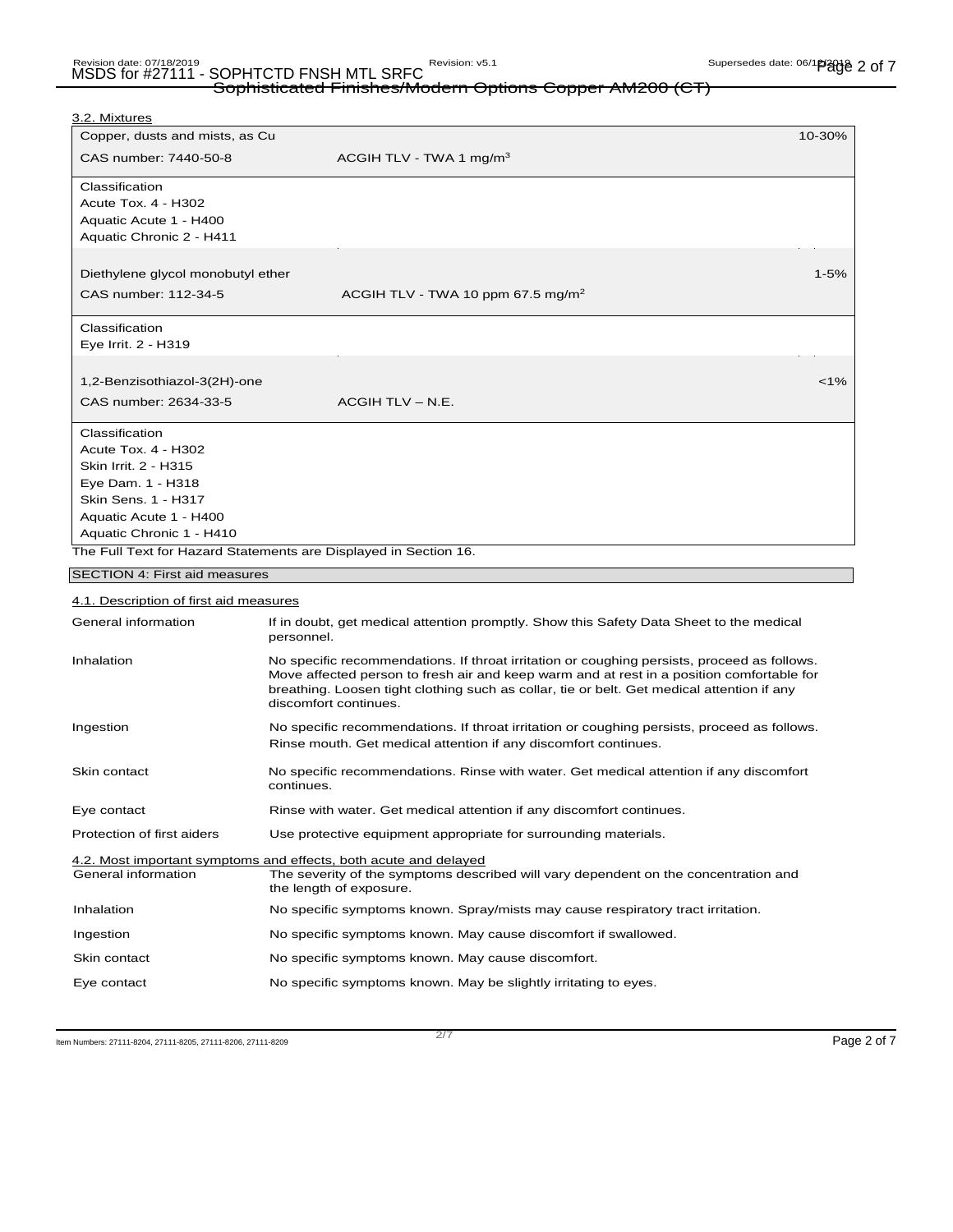### 3.2. Mixtures

| Copper, dusts and mists, as Cu | | 10-30% |
|---|---|---|
| CAS number: 7440-50-8 | ACGIH TLV - TWA 1 mg/m$^3$ | |

Classification
Acute Tox. 4 - H302
Aquatic Acute 1 - H400
Aquatic Chronic 2 - H411

| Diethylene glycol monobutyl ether | | 1-5% |
|---|---|---|
| CAS number: 112-34-5 | ACGIH TLV - TWA 10 ppm 67.5 mg/m$^2$ | |

Classification
Eye Irrit. 2 - H319

| 1,2-Benzisothiazol-3(2H)-one | | <1% |
|---|---|---|
| CAS number: 2634-33-5 | ACGIH TLV – N.E. | |

Classification
Acute Tox. 4 - H302
Skin Irrit. 2 - H315
Eye Dam. 1 - H318
Skin Sens. 1 - H317
Aquatic Acute 1 - H400
Aquatic Chronic 1 - H410

The Full Text for Hazard Statements are Displayed in Section 16.

## SECTION 4: First aid measures

### 4.1. Description of first aid measures

| | |
|---|---|
| General information | If in doubt, get medical attention promptly. Show this Safety Data Sheet to the medical personnel. |
| Inhalation | No specific recommendations. If throat irritation or coughing persists, proceed as follows. Move affected person to fresh air and keep warm and at rest in a position comfortable for breathing. Loosen tight clothing such as collar, tie or belt. Get medical attention if any discomfort continues. |
| Ingestion | No specific recommendations. If throat irritation or coughing persists, proceed as follows. Rinse mouth. Get medical attention if any discomfort continues. |
| Skin contact | No specific recommendations. Rinse with water. Get medical attention if any discomfort continues. |
| Eye contact | Rinse with water. Get medical attention if any discomfort continues. |
| Protection of first aiders | Use protective equipment appropriate for surrounding materials. |

### 4.2. Most important symptoms and effects, both acute and delayed

| | |
|---|---|
| General information | The severity of the symptoms described will vary dependent on the concentration and the length of exposure. |
| Inhalation | No specific symptoms known. Spray/mists may cause respiratory tract irritation. |
| Ingestion | No specific symptoms known. May cause discomfort if swallowed. |
| Skin contact | No specific symptoms known. May cause discomfort. |
| Eye contact | No specific symptoms known. May be slightly irritating to eyes. |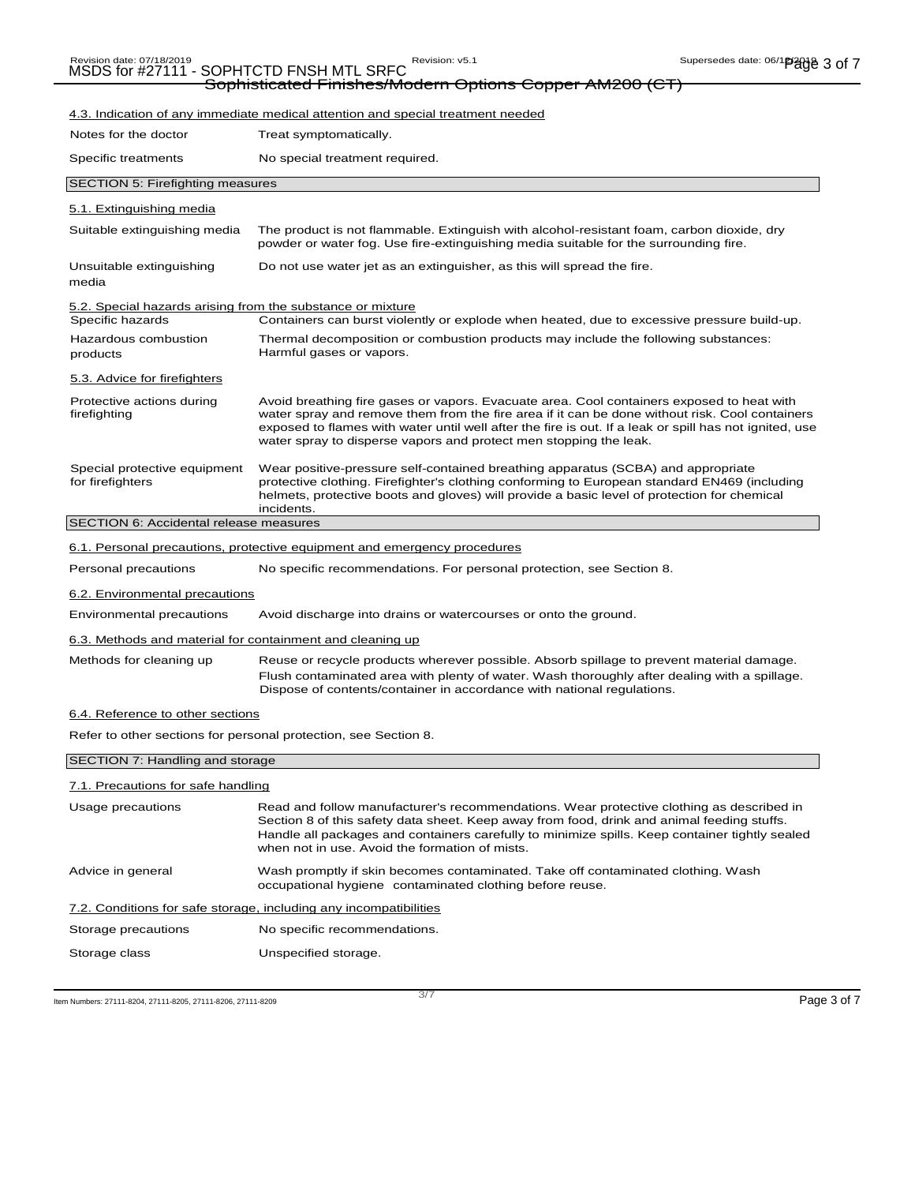### 4.3. Indication of any immediate medical attention and special treatment needed

| | |
|---|---|
| Notes for the doctor | Treat symptomatically. |
| Specific treatments | No special treatment required. |

## SECTION 5: Firefighting measures

### 5.1. Extinguishing media

| | |
|---|---|
| Suitable extinguishing media | The product is not flammable. Extinguish with alcohol-resistant foam, carbon dioxide, dry powder or water fog. Use fire-extinguishing media suitable for the surrounding fire. |
| Unsuitable extinguishing media | Do not use water jet as an extinguisher, as this will spread the fire. |

### 5.2. Special hazards arising from the substance or mixture

| | |
|---|---|
| Specific hazards | Containers can burst violently or explode when heated, due to excessive pressure build-up. |
| Hazardous combustion products | Thermal decomposition or combustion products may include the following substances: Harmful gases or vapors. |

### 5.3. Advice for firefighters

| | |
|---|---|
| Protective actions during firefighting | Avoid breathing fire gases or vapors. Evacuate area. Cool containers exposed to heat with water spray and remove them from the fire area if it can be done without risk. Cool containers exposed to flames with water until well after the fire is out. If a leak or spill has not ignited, use water spray to disperse vapors and protect men stopping the leak. |
| Special protective equipment for firefighters | Wear positive-pressure self-contained breathing apparatus (SCBA) and appropriate protective clothing. Firefighter's clothing conforming to European standard EN469 (including helmets, protective boots and gloves) will provide a basic level of protection for chemical incidents. |

## SECTION 6: Accidental release measures

### 6.1. Personal precautions, protective equipment and emergency procedures

| | |
|---|---|
| Personal precautions | No specific recommendations. For personal protection, see Section 8. |

### 6.2. Environmental precautions

| | |
|---|---|
| Environmental precautions | Avoid discharge into drains or watercourses or onto the ground. |

### 6.3. Methods and material for containment and cleaning up

| | |
|---|---|
| Methods for cleaning up | Reuse or recycle products wherever possible. Absorb spillage to prevent material damage. Flush contaminated area with plenty of water. Wash thoroughly after dealing with a spillage. Dispose of contents/container in accordance with national regulations. |

### 6.4. Reference to other sections

Refer to other sections for personal protection, see Section 8.

## SECTION 7: Handling and storage

### 7.1. Precautions for safe handling

| | |
|---|---|
| Usage precautions | Read and follow manufacturer's recommendations. Wear protective clothing as described in Section 8 of this safety data sheet. Keep away from food, drink and animal feeding stuffs. Handle all packages and containers carefully to minimize spills. Keep container tightly sealed when not in use. Avoid the formation of mists. |
| Advice in general | Wash promptly if skin becomes contaminated. Take off contaminated clothing. Wash occupational hygiene contaminated clothing before reuse. |

### 7.2. Conditions for safe storage, including any incompatibilities

| | |
|---|---|
| Storage precautions | No specific recommendations. |
| Storage class | Unspecified storage. |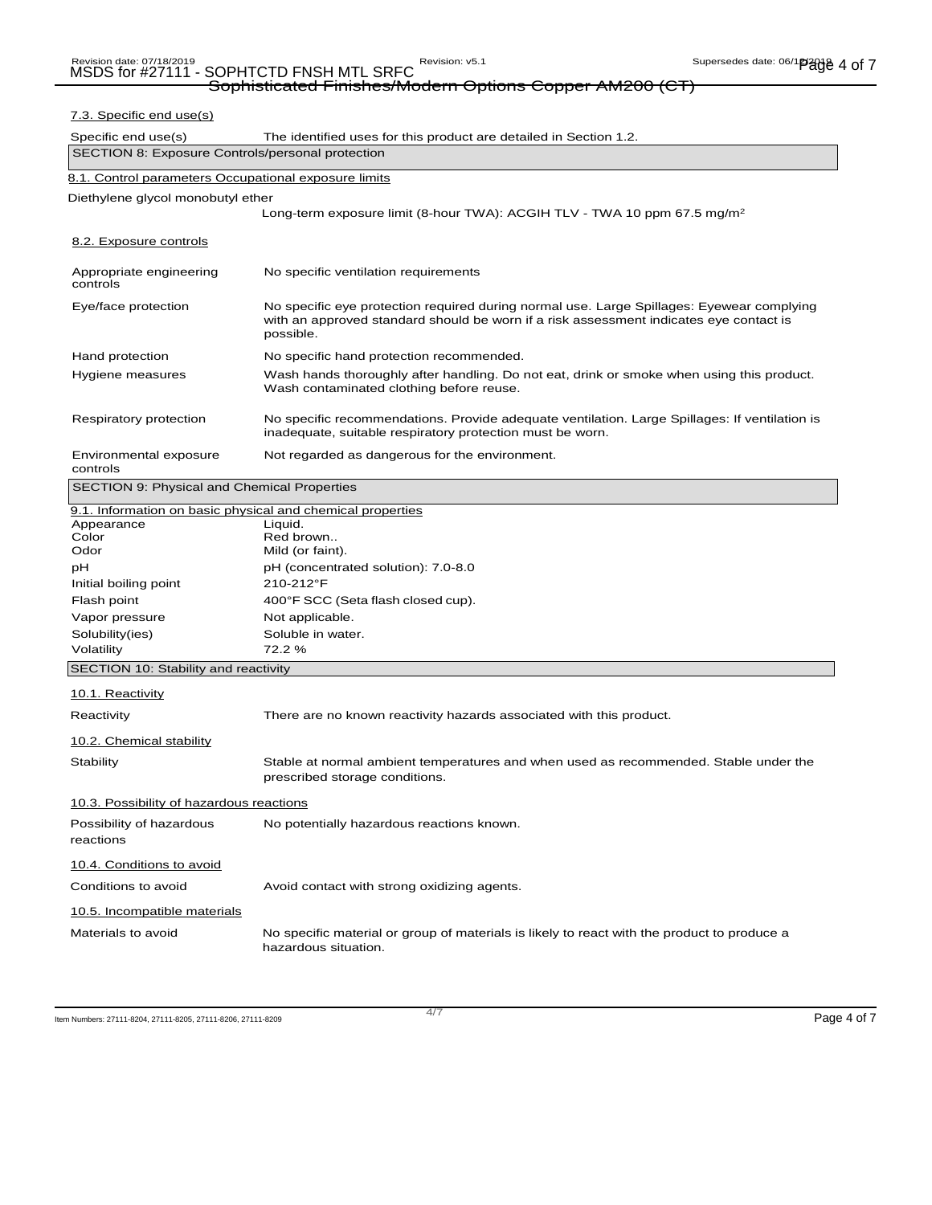### 7.3. Specific end use(s)

| | |
|---|---|
| Specific end use(s) | The identified uses for this product are detailed in Section 1.2. |

## SECTION 8: Exposure Controls/personal protection

### 8.1. Control parameters Occupational exposure limits

Diethylene glycol monobutyl ether

Long-term exposure limit (8-hour TWA): ACGIH TLV - TWA 10 ppm 67.5 mg/m²

### 8.2. Exposure controls

| | |
|---|---|
| Appropriate engineering controls | No specific ventilation requirements |
| Eye/face protection | No specific eye protection required during normal use. Large Spillages: Eyewear complying with an approved standard should be worn if a risk assessment indicates eye contact is possible. |
| Hand protection | No specific hand protection recommended. |
| Hygiene measures | Wash hands thoroughly after handling. Do not eat, drink or smoke when using this product. Wash contaminated clothing before reuse. |
| Respiratory protection | No specific recommendations. Provide adequate ventilation. Large Spillages: If ventilation is inadequate, suitable respiratory protection must be worn. |
| Environmental exposure controls | Not regarded as dangerous for the environment. |

## SECTION 9: Physical and Chemical Properties

### 9.1. Information on basic physical and chemical properties

| | |
|---|---|
| Appearance | Liquid. |
| Color | Red brown.. |
| Odor | Mild (or faint). |
| pH | pH (concentrated solution): 7.0-8.0 |
| Initial boiling point | 210-212°F |
| Flash point | 400°F SCC (Seta flash closed cup). |
| Vapor pressure | Not applicable. |
| Solubility(ies) | Soluble in water. |
| Volatility | 72.2 % |

## SECTION 10: Stability and reactivity

### 10.1. Reactivity

| | |
|---|---|
| Reactivity | There are no known reactivity hazards associated with this product. |

### 10.2. Chemical stability

| | |
|---|---|
| Stability | Stable at normal ambient temperatures and when used as recommended. Stable under the prescribed storage conditions. |

### 10.3. Possibility of hazardous reactions

| | |
|---|---|
| Possibility of hazardous reactions | No potentially hazardous reactions known. |

### 10.4. Conditions to avoid

| | |
|---|---|
| Conditions to avoid | Avoid contact with strong oxidizing agents. |

### 10.5. Incompatible materials

| | |
|---|---|
| Materials to avoid | No specific material or group of materials is likely to react with the product to produce a hazardous situation. |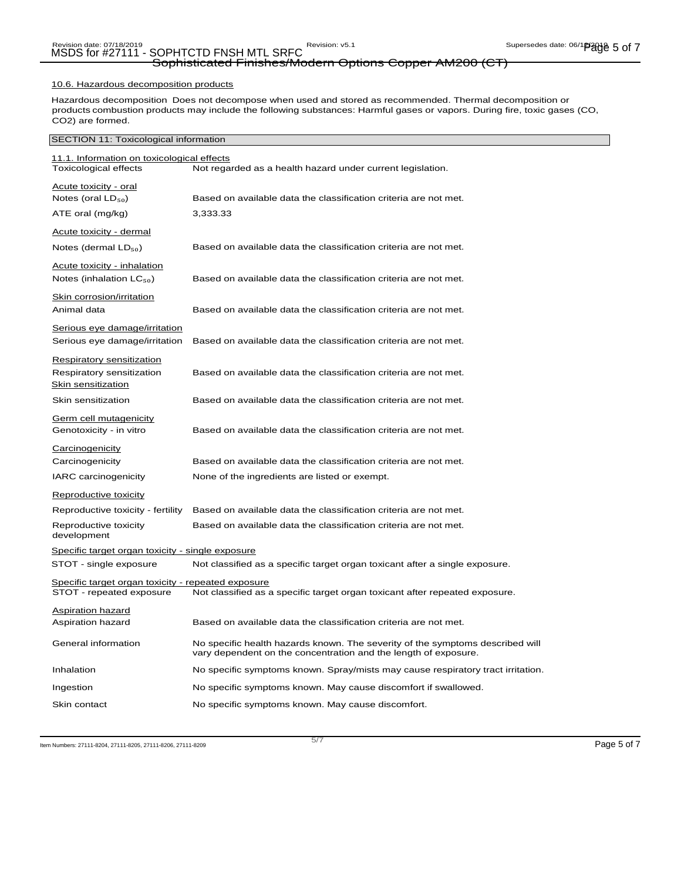### 10.6. Hazardous decomposition products

Hazardous decomposition products: Does not decompose when used and stored as recommended. Thermal decomposition or combustion products may include the following substances: Harmful gases or vapors. During fire, toxic gases (CO, $CO_2$) are formed.

## SECTION 11: Toxicological information

### 11.1. Information on toxicological effects

| | |
|---|---|
| Toxicological effects | Not regarded as a health hazard under current legislation. |

**Acute toxicity - oral**

| | |
|---|---|
| Notes (oral $LD_{50}$) | Based on available data the classification criteria are not met. |
| ATE oral (mg/kg) | 3,333.33 |

**Acute toxicity - dermal**

| | |
|---|---|
| Notes (dermal $LD_{50}$) | Based on available data the classification criteria are not met. |

**Acute toxicity - inhalation**

| | |
|---|---|
| Notes (inhalation $LC_{50}$) | Based on available data the classification criteria are not met. |

**Skin corrosion/irritation**

| | |
|---|---|
| Animal data | Based on available data the classification criteria are not met. |

**Serious eye damage/irritation**

| | |
|---|---|
| Serious eye damage/irritation | Based on available data the classification criteria are not met. |

**Respiratory sensitization**

| | |
|---|---|
| Respiratory sensitization | Based on available data the classification criteria are not met. |

**Skin sensitization**

| | |
|---|---|
| Skin sensitization | Based on available data the classification criteria are not met. |

**Germ cell mutagenicity**

| | |
|---|---|
| Genotoxicity - in vitro | Based on available data the classification criteria are not met. |

**Carcinogenicity**

| | |
|---|---|
| Carcinogenicity | Based on available data the classification criteria are not met. |
| IARC carcinogenicity | None of the ingredients are listed or exempt. |

**Reproductive toxicity**

| | |
|---|---|
| Reproductive toxicity - fertility | Based on available data the classification criteria are not met. |
| Reproductive toxicity development | Based on available data the classification criteria are not met. |

**Specific target organ toxicity - single exposure**

| | |
|---|---|
| STOT - single exposure | Not classified as a specific target organ toxicant after a single exposure. |

**Specific target organ toxicity - repeated exposure**

| | |
|---|---|
| STOT - repeated exposure | Not classified as a specific target organ toxicant after repeated exposure. |

**Aspiration hazard**

| | |
|---|---|
| Aspiration hazard | Based on available data the classification criteria are not met. |
| General information | No specific health hazards known. The severity of the symptoms described will vary dependent on the concentration and the length of exposure. |
| Inhalation | No specific symptoms known. Spray/mists may cause respiratory tract irritation. |
| Ingestion | No specific symptoms known. May cause discomfort if swallowed. |
| Skin contact | No specific symptoms known. May cause discomfort. |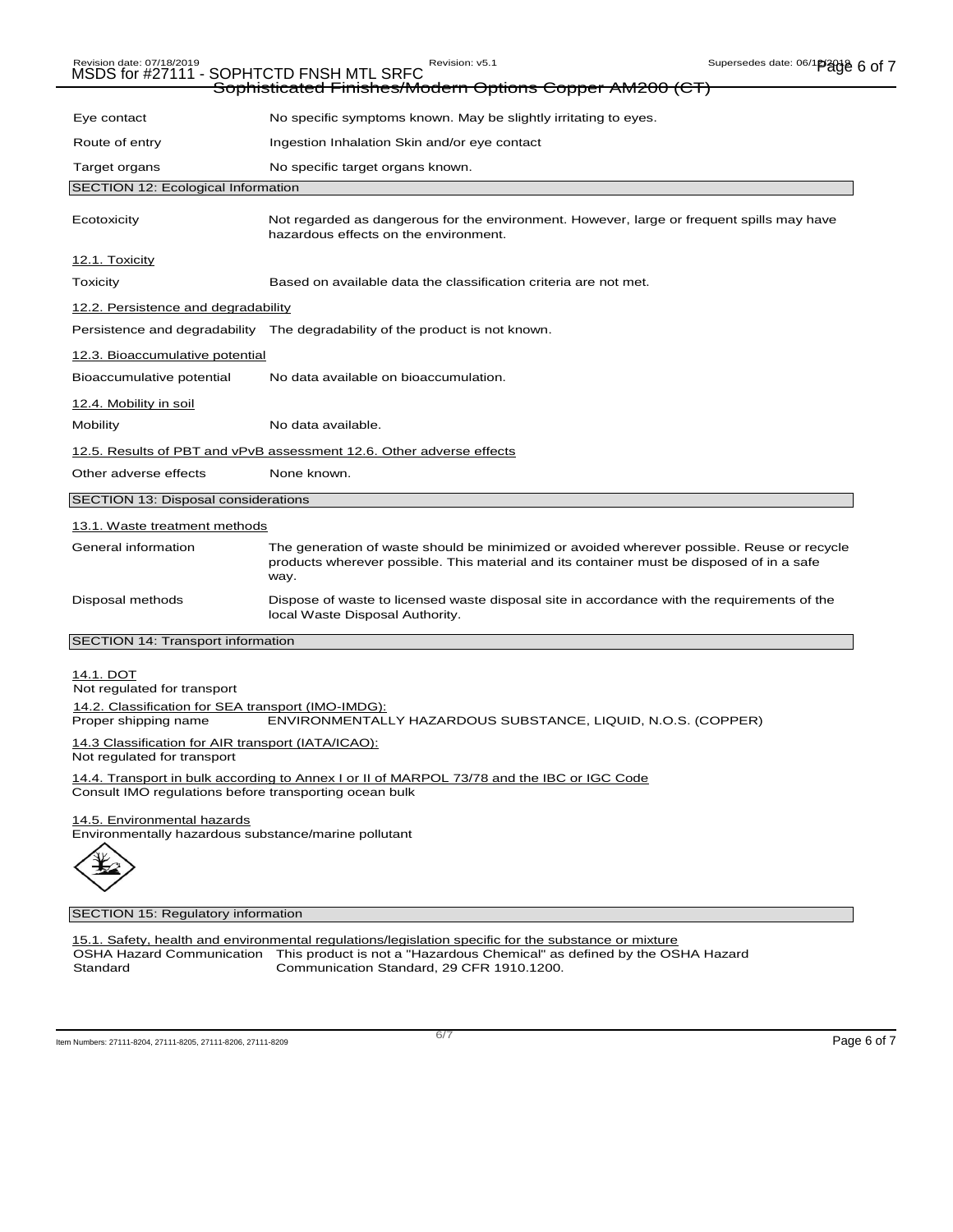| | |
|---|---|
| Eye contact | No specific symptoms known. May be slightly irritating to eyes. |
| Route of entry | Ingestion Inhalation Skin and/or eye contact |
| Target organs | No specific target organs known. |

## SECTION 12: Ecological Information

| | |
|---|---|
| Ecotoxicity | Not regarded as dangerous for the environment. However, large or frequent spills may have hazardous effects on the environment. |

### 12.1. Toxicity

| | |
|---|---|
| Toxicity | Based on available data the classification criteria are not met. |

### 12.2. Persistence and degradability

| | |
|---|---|
| Persistence and degradability | The degradability of the product is not known. |

### 12.3. Bioaccumulative potential

| | |
|---|---|
| Bioaccumulative potential | No data available on bioaccumulation. |

### 12.4. Mobility in soil

| | |
|---|---|
| Mobility | No data available. |

### 12.5. Results of PBT and vPvB assessment 12.6. Other adverse effects

| | |
|---|---|
| Other adverse effects | None known. |

## SECTION 13: Disposal considerations

### 13.1. Waste treatment methods

| | |
|---|---|
| General information | The generation of waste should be minimized or avoided wherever possible. Reuse or recycle products wherever possible. This material and its container must be disposed of in a safe way. |
| Disposal methods | Dispose of waste to licensed waste disposal site in accordance with the requirements of the local Waste Disposal Authority. |

## SECTION 14: Transport information

### 14.1. DOT

Not regulated for transport

### 14.2. Classification for SEA transport (IMO-IMDG):

Proper shipping name ENVIRONMENTALLY HAZARDOUS SUBSTANCE, LIQUID, N.O.S. (COPPER)

### 14.3 Classification for AIR transport (IATA/ICAO):

Not regulated for transport

### 14.4. Transport in bulk according to Annex I or II of MARPOL 73/78 and the IBC or IGC Code

Consult IMO regulations before transporting ocean bulk

### 14.5. Environmental hazards

Environmentally hazardous substance/marine pollutant

## SECTION 15: Regulatory information

### 15.1. Safety, health and environmental regulations/legislation specific for the substance or mixture

| | |
|---|---|
| OSHA Hazard Communication Standard | This product is not a "Hazardous Chemical" as defined by the OSHA Hazard Communication Standard, 29 CFR 1910.1200. |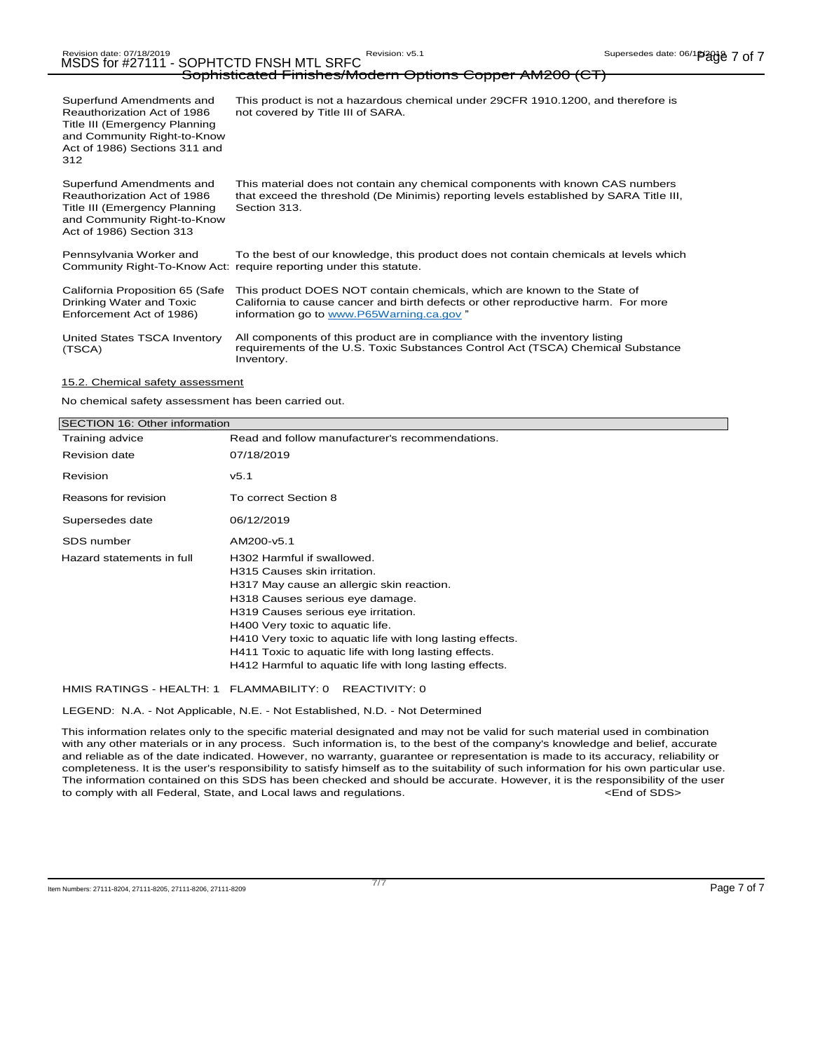| | |
|---|---|
| Superfund Amendments and Reauthorization Act of 1986 Title III (Emergency Planning and Community Right-to-Know Act of 1986) Sections 311 and 312 | This product is not a hazardous chemical under 29CFR 1910.1200, and therefore is not covered by Title III of SARA. |
| Superfund Amendments and Reauthorization Act of 1986 Title III (Emergency Planning and Community Right-to-Know Act of 1986) Section 313 | This material does not contain any chemical components with known CAS numbers that exceed the threshold (De Minimis) reporting levels established by SARA Title III, Section 313. |
| Pennsylvania Worker and Community Right-To-Know Act: | To the best of our knowledge, this product does not contain chemicals at levels which require reporting under this statute. |
| California Proposition 65 (Safe Drinking Water and Toxic Enforcement Act of 1986) | This product DOES NOT contain chemicals, which are known to the State of California to cause cancer and birth defects or other reproductive harm. For more information go to www.P65Warning.ca.gov " |
| United States TSCA Inventory (TSCA) | All components of this product are in compliance with the inventory listing requirements of the U.S. Toxic Substances Control Act (TSCA) Chemical Substance Inventory. |

### 15.2. Chemical safety assessment

No chemical safety assessment has been carried out.

## SECTION 16: Other information

| | |
|---|---|
| Training advice | Read and follow manufacturer's recommendations. |
| Revision date | 07/18/2019 |
| Revision | v5.1 |
| Reasons for revision | To correct Section 8 |
| Supersedes date | 06/12/2019 |
| SDS number | AM200-v5.1 |
| Hazard statements in full | H302 Harmful if swallowed.<br>H315 Causes skin irritation.<br>H317 May cause an allergic skin reaction.<br>H318 Causes serious eye damage.<br>H319 Causes serious eye irritation.<br>H400 Very toxic to aquatic life.<br>H410 Very toxic to aquatic life with long lasting effects.<br>H411 Toxic to aquatic life with long lasting effects.<br>H412 Harmful to aquatic life with long lasting effects. |

HMIS RATINGS - HEALTH: 1 FLAMMABILITY: 0 REACTIVITY: 0

LEGEND: N.A. - Not Applicable, N.E. - Not Established, N.D. - Not Determined

This information relates only to the specific material designated and may not be valid for such material used in combination with any other materials or in any process. Such information is, to the best of the company's knowledge and belief, accurate and reliable as of the date indicated. However, no warranty, guarantee or representation is made to its accuracy, reliability or completeness. It is the user's responsibility to satisfy himself as to the suitability of such information for his own particular use. The information contained on this SDS has been checked and should be accurate. However, it is the responsibility of the user to comply with all Federal, State, and Local laws and regulations. <End of SDS>